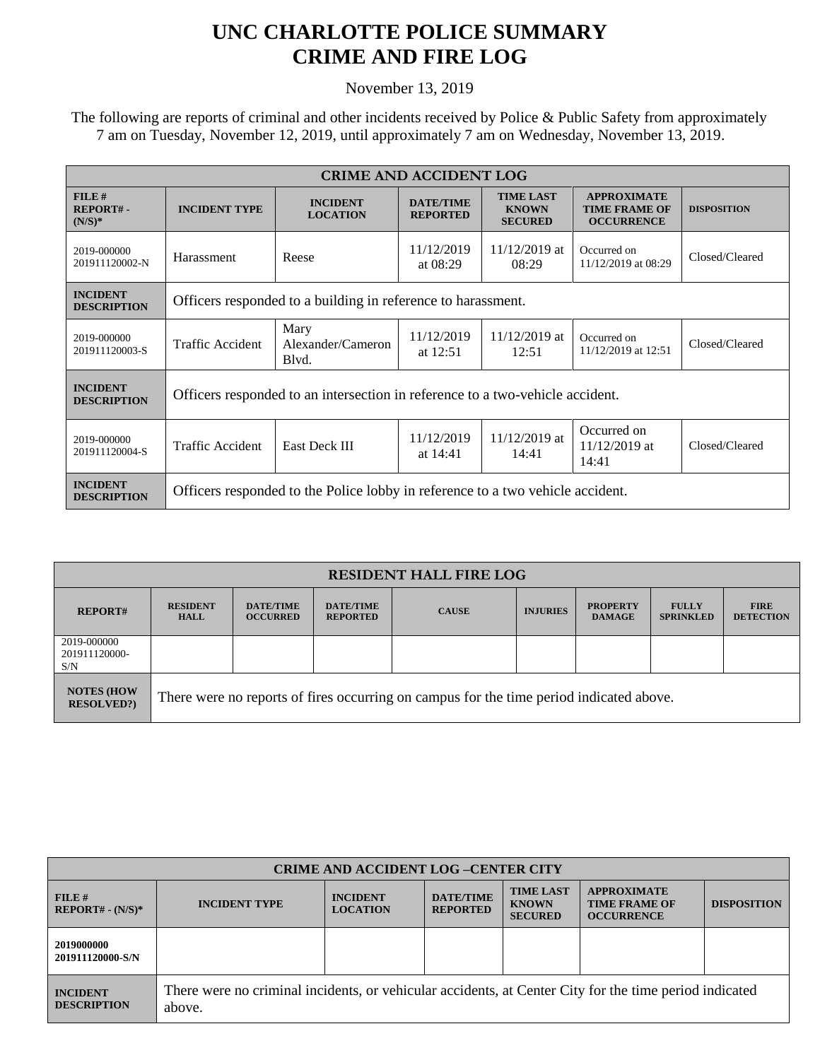# UNC CHARLOTTE POLICE SUMMARY
# CRIME AND FIRE LOG

November 13, 2019

The following are reports of criminal and other incidents received by Police & Public Safety from approximately 7 am on Tuesday, November 12, 2019, until approximately 7 am on Wednesday, November 13, 2019.

| CRIME AND ACCIDENT LOG | | | | | | |
|---|---|---|---|---|---|---|
| **FILE # REPORT# - (N/S)*** | **INCIDENT TYPE** | **INCIDENT LOCATION** | **DATE/TIME REPORTED** | **TIME LAST KNOWN SECURED** | **APPROXIMATE TIME FRAME OF OCCURRENCE** | **DISPOSITION** |
| 2019-000000 201911120002-N | Harassment | Reese | 11/12/2019 at 08:29 | 11/12/2019 at 08:29 | Occurred on 11/12/2019 at 08:29 | Closed/Cleared |
| **INCIDENT DESCRIPTION** | Officers responded to a building in reference to harassment. | | | | | |
| 2019-000000 201911120003-S | Traffic Accident | Mary Alexander/Cameron Blvd. | 11/12/2019 at 12:51 | 11/12/2019 at 12:51 | Occurred on 11/12/2019 at 12:51 | Closed/Cleared |
| **INCIDENT DESCRIPTION** | Officers responded to an intersection in reference to a two-vehicle accident. | | | | | |
| 2019-000000 201911120004-S | Traffic Accident | East Deck III | 11/12/2019 at 14:41 | 11/12/2019 at 14:41 | Occurred on 11/12/2019 at 14:41 | Closed/Cleared |
| **INCIDENT DESCRIPTION** | Officers responded to the Police lobby in reference to a two vehicle accident. | | | | | |

| RESIDENT HALL FIRE LOG | | | | | | | | |
|---|---|---|---|---|---|---|---|---|
| **REPORT#** | **RESIDENT HALL** | **DATE/TIME OCCURRED** | **DATE/TIME REPORTED** | **CAUSE** | **INJURIES** | **PROPERTY DAMAGE** | **FULLY SPRINKLED** | **FIRE DETECTION** |
| 2019-000000 201911120000-S/N | | | | | | | | |
| **NOTES (HOW RESOLVED?)** | There were no reports of fires occurring on campus for the time period indicated above. | | | | | | | |

| CRIME AND ACCIDENT LOG –CENTER CITY | | | | | | |
|---|---|---|---|---|---|---|
| **FILE # REPORT# - (N/S)*** | **INCIDENT TYPE** | **INCIDENT LOCATION** | **DATE/TIME REPORTED** | **TIME LAST KNOWN SECURED** | **APPROXIMATE TIME FRAME OF OCCURRENCE** | **DISPOSITION** |
| **2019000000 201911120000-S/N** | | | | | | |
| **INCIDENT DESCRIPTION** | There were no criminal incidents, or vehicular accidents, at Center City for the time period indicated above. | | | | | |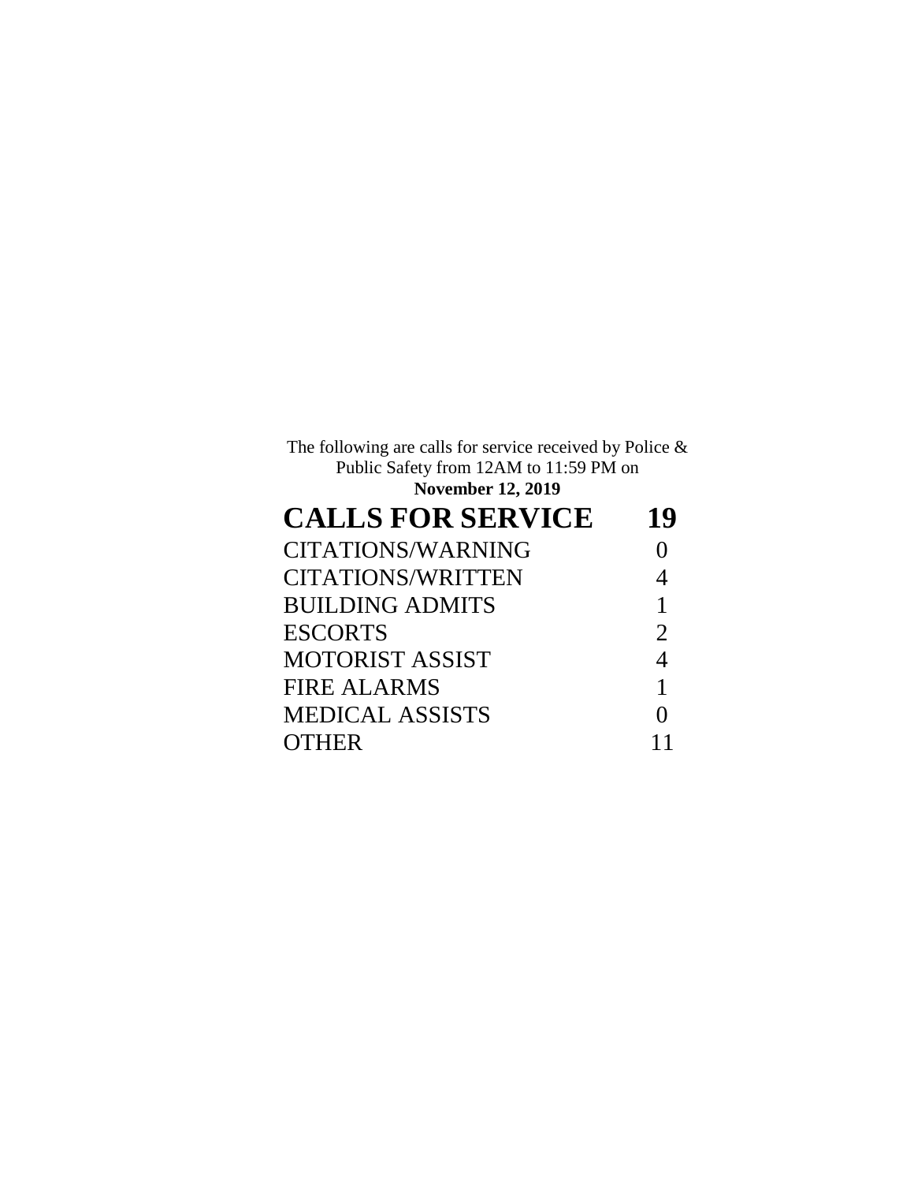The following are calls for service received by Police & Public Safety from 12AM to 11:59 PM on

**November 12, 2019**

| | |
|---|---|
| **CALLS FOR SERVICE** | **19** |
| CITATIONS/WARNING | 0 |
| CITATIONS/WRITTEN | 4 |
| BUILDING ADMITS | 1 |
| ESCORTS | 2 |
| MOTORIST ASSIST | 4 |
| FIRE ALARMS | 1 |
| MEDICAL ASSISTS | 0 |
| OTHER | 11 |